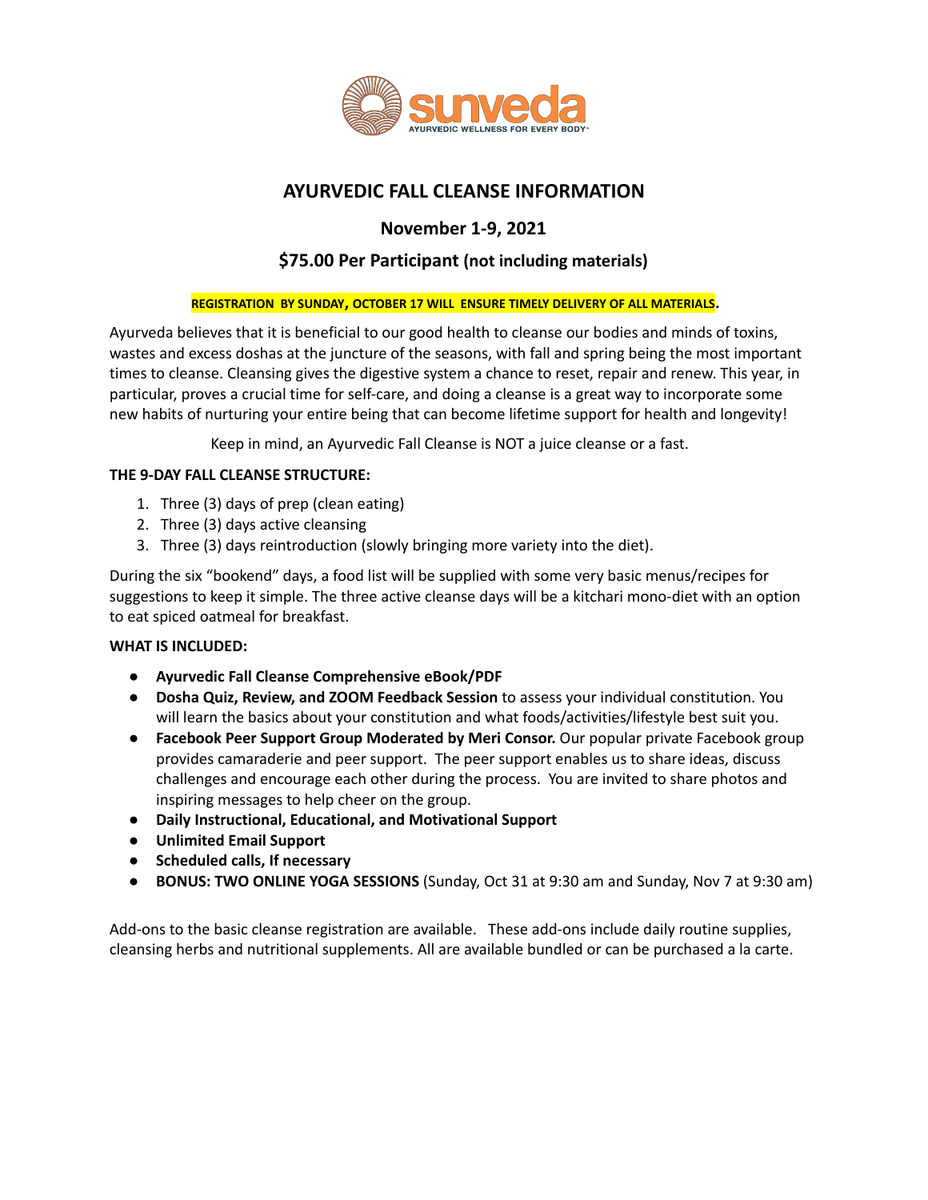# AYURVEDIC FALL CLEANSE INFORMATION

## November 1-9, 2021

## $75.00 Per Participant (not including materials)

**REGISTRATION BY SUNDAY, OCTOBER 17 WILL ENSURE TIMELY DELIVERY OF ALL MATERIALS.**

Ayurveda believes that it is beneficial to our good health to cleanse our bodies and minds of toxins, wastes and excess doshas at the juncture of the seasons, with fall and spring being the most important times to cleanse. Cleansing gives the digestive system a chance to reset, repair and renew. This year, in particular, proves a crucial time for self-care, and doing a cleanse is a great way to incorporate some new habits of nurturing your entire being that can become lifetime support for health and longevity!

Keep in mind, an Ayurvedic Fall Cleanse is NOT a juice cleanse or a fast.

**THE 9-DAY FALL CLEANSE STRUCTURE:**

1. Three (3) days of prep (clean eating)
2. Three (3) days active cleansing
3. Three (3) days reintroduction (slowly bringing more variety into the diet).

During the six "bookend" days, a food list will be supplied with some very basic menus/recipes for suggestions to keep it simple. The three active cleanse days will be a kitchari mono-diet with an option to eat spiced oatmeal for breakfast.

**WHAT IS INCLUDED:**

- **Ayurvedic Fall Cleanse Comprehensive eBook/PDF**
- **Dosha Quiz, Review, and ZOOM Feedback Session** to assess your individual constitution. You will learn the basics about your constitution and what foods/activities/lifestyle best suit you.
- **Facebook Peer Support Group Moderated by Meri Consor.** Our popular private Facebook group provides camaraderie and peer support. The peer support enables us to share ideas, discuss challenges and encourage each other during the process. You are invited to share photos and inspiring messages to help cheer on the group.
- **Daily Instructional, Educational, and Motivational Support**
- **Unlimited Email Support**
- **Scheduled calls, If necessary**
- **BONUS: TWO ONLINE YOGA SESSIONS** (Sunday, Oct 31 at 9:30 am and Sunday, Nov 7 at 9:30 am)

Add-ons to the basic cleanse registration are available. These add-ons include daily routine supplies, cleansing herbs and nutritional supplements. All are available bundled or can be purchased a la carte.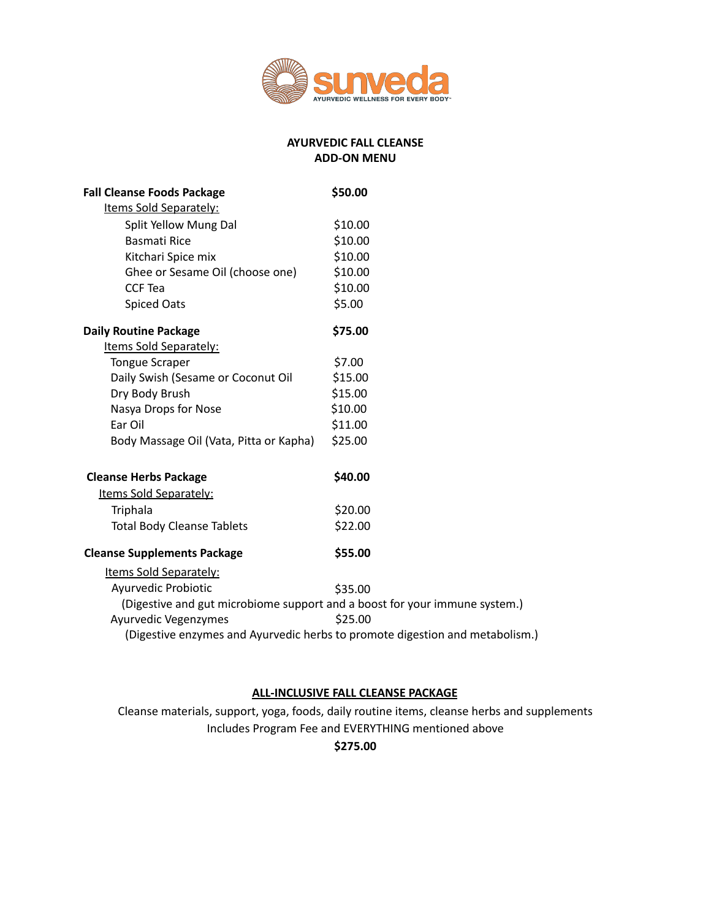sunveda
AYURVEDIC WELLNESS FOR EVERY BODY

## AYURVEDIC FALL CLEANSE
## ADD-ON MENU

| | |
|---|---|
| **Fall Cleanse Foods Package** | **$50.00** |
| Items Sold Separately: | |
| Split Yellow Mung Dal | $10.00 |
| Basmati Rice | $10.00 |
| Kitchari Spice mix | $10.00 |
| Ghee or Sesame Oil (choose one) | $10.00 |
| CCF Tea | $10.00 |
| Spiced Oats | $5.00 |
| **Daily Routine Package** | **$75.00** |
| Items Sold Separately: | |
| Tongue Scraper | $7.00 |
| Daily Swish (Sesame or Coconut Oil | $15.00 |
| Dry Body Brush | $15.00 |
| Nasya Drops for Nose | $10.00 |
| Ear Oil | $11.00 |
| Body Massage Oil (Vata, Pitta or Kapha) | $25.00 |
| **Cleanse Herbs Package** | **$40.00** |
| Items Sold Separately: | |
| Triphala | $20.00 |
| Total Body Cleanse Tablets | $22.00 |
| **Cleanse Supplements Package** | **$55.00** |
| Items Sold Separately: | |
| Ayurvedic Probiotic | $35.00 |
| (Digestive and gut microbiome support and a boost for your immune system.) | |
| Ayurvedic Vegenzymes | $25.00 |
| (Digestive enzymes and Ayurvedic herbs to promote digestion and metabolism.) | |

## ALL-INCLUSIVE FALL CLEANSE PACKAGE

Cleanse materials, support, yoga, foods, daily routine items, cleanse herbs and supplements
Includes Program Fee and EVERYTHING mentioned above

**$275.00**